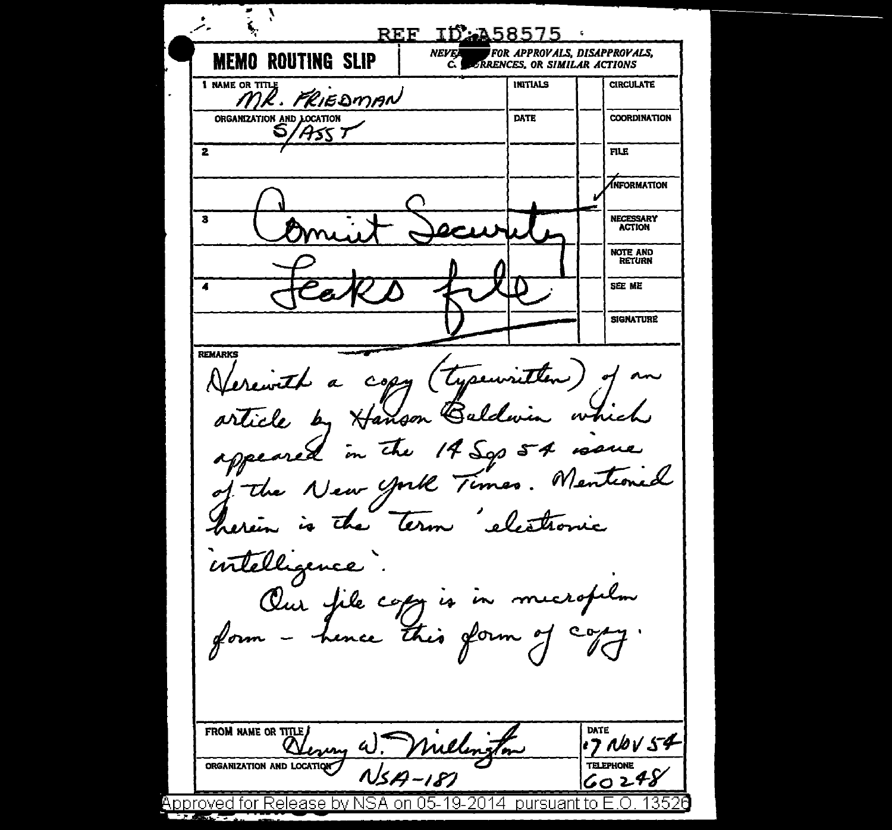REF ID:A58575

**MEMO ROUTING SLIP**

NEVER USE FOR APPROVALS, DISAPPROVALS, CONCURRENCES, OR SIMILAR ACTIONS

| | INITIALS | | |
|---|---|---|---|
| 1 NAME OR TITLE: MR. FRIEDMAN | | | CIRCULATE |
| ORGANIZATION AND LOCATION: S/ASST | DATE | | COORDINATION |
| 2 | | | FILE |
| | | ✓ | INFORMATION |
| 3 | | | NECESSARY ACTION |
| | | | NOTE AND RETURN |
| 4 | | | SEE ME |
| | | | SIGNATURE |

Comint Security Leaks file

REMARKS

Herewith a copy (typewritten) of an article by Hanson Baldwin which appeared in the 14 Sep 54 issue of the New York Times. Mentioned herein is the term 'electronic intelligence'.

Our file copy is in microfilm form - hence this form of copy.

FROM NAME OR TITLE: Henry W. Millington

DATE: 17 NOV 54

ORGANIZATION AND LOCATION: NSA-181

TELEPHONE: 60248

Approved for Release by NSA on 05-19-2014 pursuant to E.O. 13526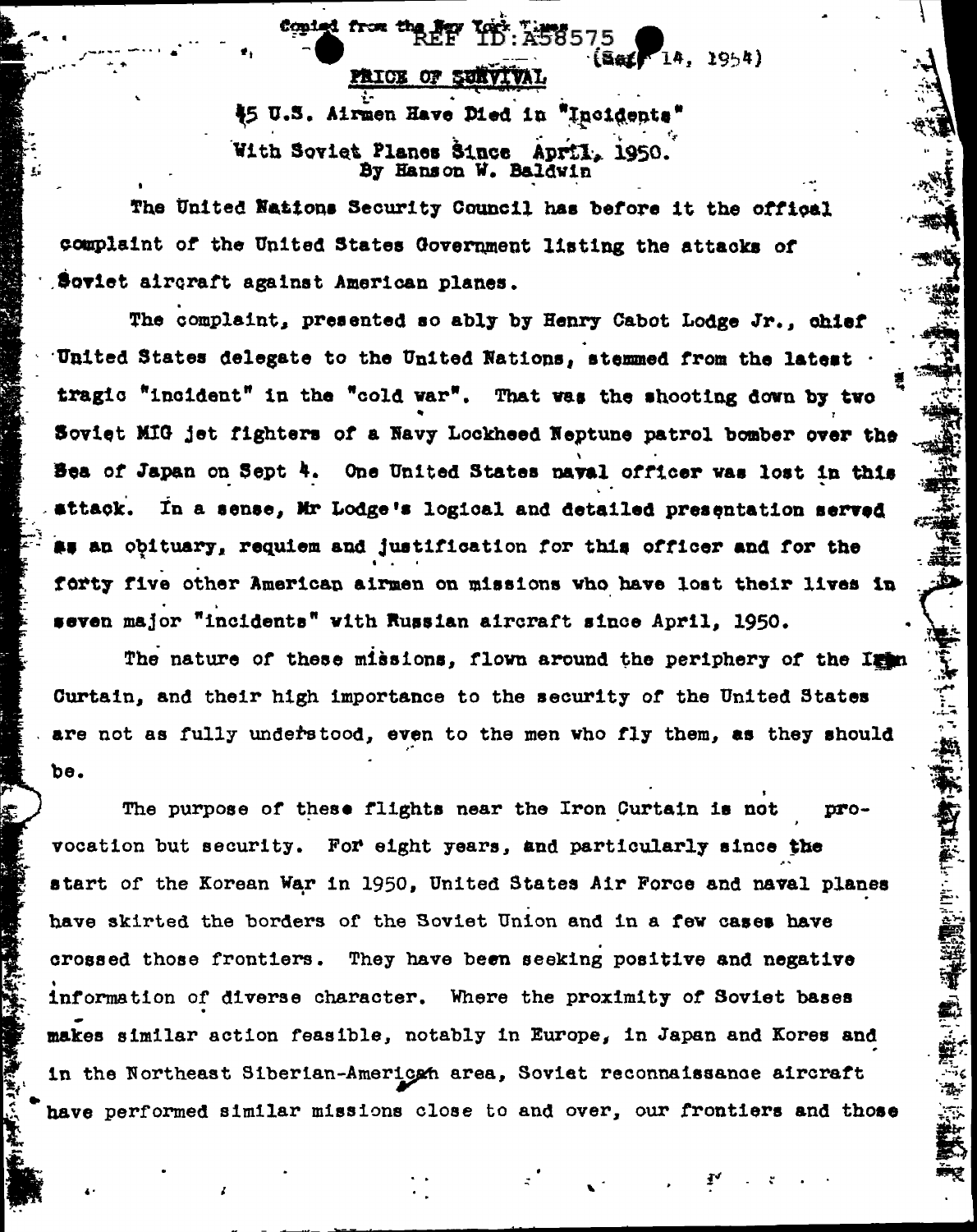Copied from the New York Times REF ID:A58575 (Sept 14, 1954)

**PRICE OF SURVIVAL**

46 U.S. Airmen Have Died in "Incidents"

With Soviet Planes Since April, 1950.
By Hanson W. Baldwin

The United Nations Security Council has before it the offical complaint of the United States Government listing the attacks of Soviet aircraft against American planes.

The complaint, presented so ably by Henry Cabot Lodge Jr., chief United States delegate to the United Nations, stemmed from the latest tragic "incident" in the "cold war". That was the shooting down by two Soviet MIG jet fighters of a Navy Lockheed Neptune patrol bomber over the Sea of Japan on Sept 4. One United States naval officer was lost in this attack. In a sense, Mr Lodge's logical and detailed presentation served as an obituary, requiem and justification for this officer and for the forty five other American airmen on missions who have lost their lives in seven major "incidents" with Russian aircraft since April, 1950.

The nature of these missions, flown around the periphery of the Iron Curtain, and their high importance to the security of the United States are not as fully understood, even to the men who fly them, as they should be.

The purpose of these flights near the Iron Curtain is not provocation but security. For eight years, and particularly since the start of the Korean War in 1950, United States Air Force and naval planes have skirted the borders of the Soviet Union and in a few cases have crossed those frontiers. They have been seeking positive and negative information of diverse character. Where the proximity of Soviet bases makes similar action feasible, notably in Europe, in Japan and Kores and in the Northeast Siberian-American area, Soviet reconnaissance aircraft have performed similar missions close to and over, our frontiers and those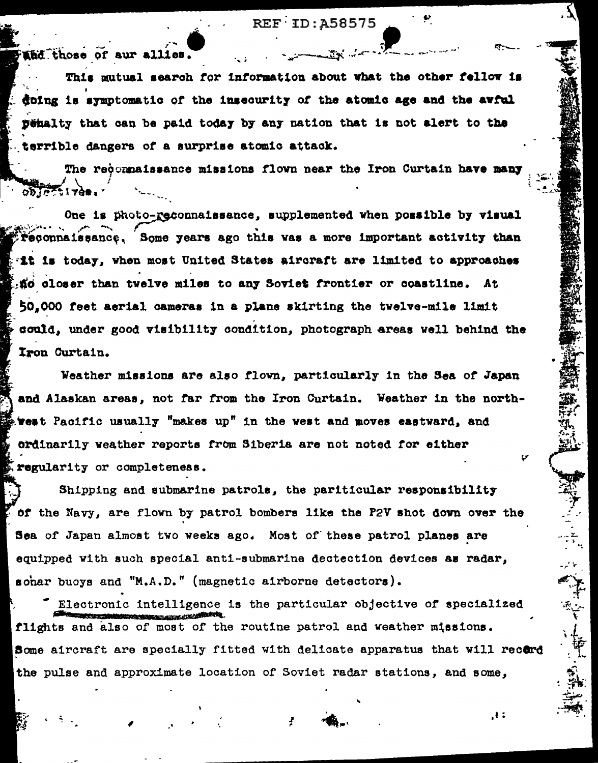and those of aur allies.

This mutual search for information about what the other fellow is doing is symptomatic of the insecurity of the atomic age and the awful penalty that can be paid today by any nation that is not alert to the terrible dangers of a surprise atomic attack.

The reconnaissance missions flown near the Iron Curtain have many objectives.

One is photo-reconnaissance, supplemented when possible by visual reconnaissance. Some years ago this was a more important activity than it is today, when most United States aircraft are limited to approaches no closer than twelve miles to any Soviet frontier or coastline. At 50,000 feet aerial cameras in a plane skirting the twelve-mile limit could, under good visibility condition, photograph areas well behind the Iron Curtain.

Weather missions are also flown, particularly in the Sea of Japan and Alaskan areas, not far from the Iron Curtain. Weather in the northwest Pacific usually "makes up" in the west and moves eastward, and ordinarily weather reports from Siberia are not noted for either regularity or completeness.

Shipping and submarine patrols, the pariticular responsibility of the Navy, are flown by patrol bombers like the P2V shot down over the Sea of Japan almost two weeks ago. Most of these patrol planes are equipped with such special anti-submarine dectection devices as radar, sonar buoys and "M.A.D." (magnetic airborne detectors).

Electronic intelligence is the particular objective of specialized flights and also of most of the routine patrol and weather missions. Some aircraft are specially fitted with delicate apparatus that will record the pulse and approximate location of Soviet radar stations, and some,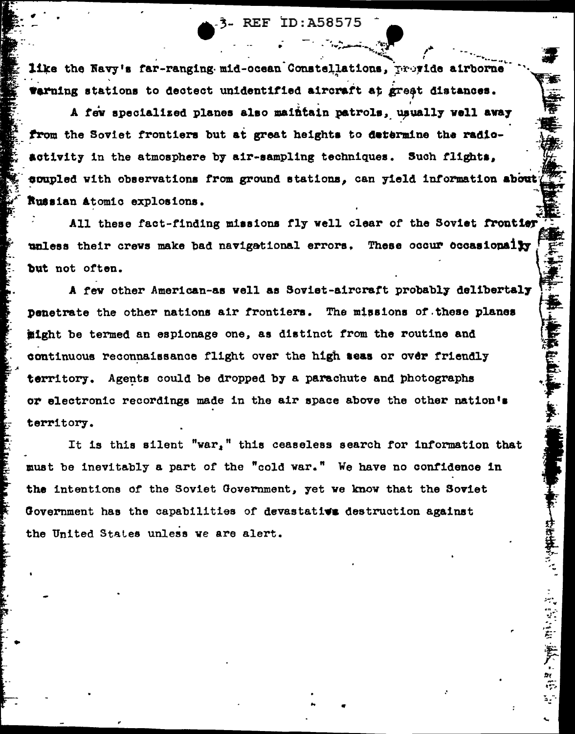like the Navy's far-ranging mid-ocean Constellations, provide airborne warning stations to deotect unidentified aircraft at great distances.

A few specialized planes also maintain patrols, usually well away from the Soviet frontiers but at great heights to determine the radio-activity in the atmosphere by air-sampling techniques. Such flights, coupled with observations from ground stations, can yield information about Russian Atomic explosions.

All these fact-finding missions fly well clear of the Soviet frontier unless their crews make bad navigational errors. These occur occasionally but not often.

A few other American-as well as Soviet-aircraft probably delibertaly penetrate the other nations air frontiers. The missions of these planes might be termed an espionage one, as distinct from the routine and continuous reconnaissance flight over the high seas or over friendly territory. Agents could be dropped by a parachute and photographs or electronic recordings made in the air space above the other nation's territory.

It is this silent "war," this ceaseless search for information that must be inevitably a part of the "cold war." We have no confidence in the intentions of the Soviet Government, yet we know that the Soviet Government has the capabilities of devastative destruction against the United States unless we are alert.